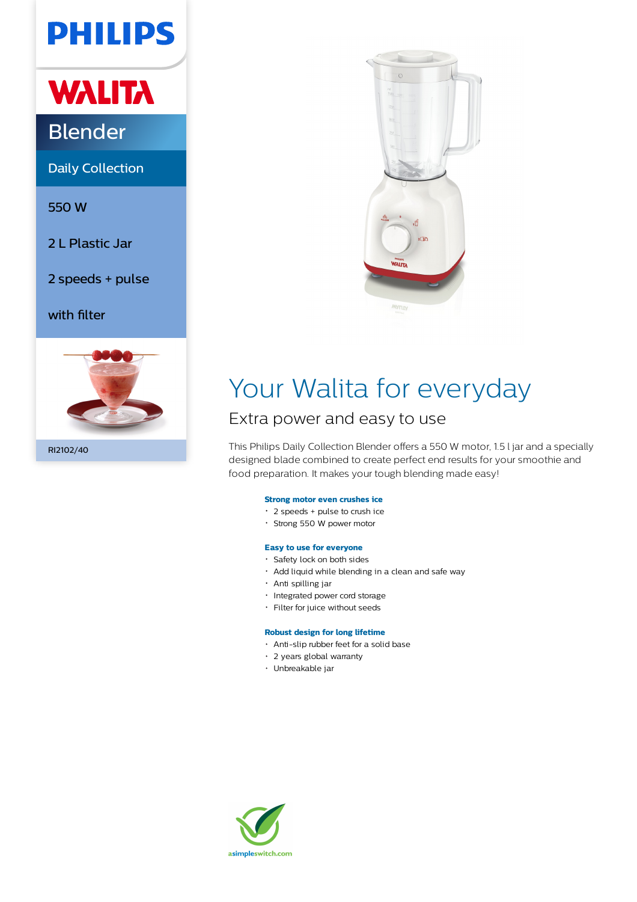PHILIPS

WALITA

# Blender

Daily Collection

550 W

2 L Plastic Jar

2 speeds + pulse

with filter

RI2102/40

# Your Walita for everyday

## Extra power and easy to use

This Philips Daily Collection Blender offers a 550 W motor, 1.5 l jar and a specially designed blade combined to create perfect end results for your smoothie and food preparation. It makes your tough blending made easy!

**Strong motor even crushes ice**
- 2 speeds + pulse to crush ice
- Strong 550 W power motor

**Easy to use for everyone**
- Safety lock on both sides
- Add liquid while blending in a clean and safe way
- Anti spilling jar
- Integrated power cord storage
- Filter for juice without seeds

**Robust design for long lifetime**
- Anti-slip rubber feet for a solid base
- 2 years global warranty
- Unbreakable jar

asimpleswitch.com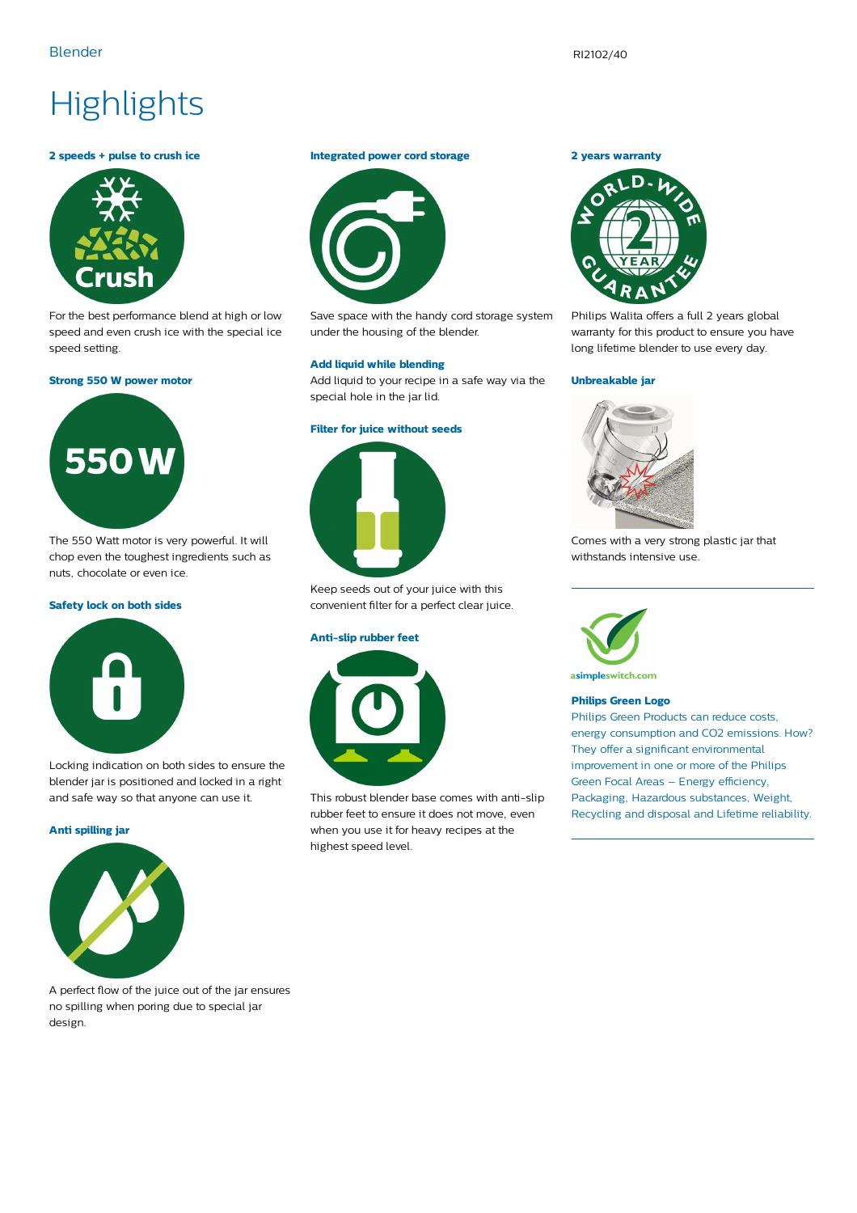Blender

RI2102/40

# Highlights

### 2 speeds + pulse to crush ice

For the best performance blend at high or low speed and even crush ice with the special ice speed setting.

### Strong 550 W power motor

The 550 Watt motor is very powerful. It will chop even the toughest ingredients such as nuts, chocolate or even ice.

### Safety lock on both sides

Locking indication on both sides to ensure the blender jar is positioned and locked in a right and safe way so that anyone can use it.

### Anti spilling jar

A perfect flow of the juice out of the jar ensures no spilling when poring due to special jar design.

### Integrated power cord storage

Save space with the handy cord storage system under the housing of the blender.

### Add liquid while blending

Add liquid to your recipe in a safe way via the special hole in the jar lid.

### Filter for juice without seeds

Keep seeds out of your juice with this convenient filter for a perfect clear juice.

### Anti-slip rubber feet

This robust blender base comes with anti-slip rubber feet to ensure it does not move, even when you use it for heavy recipes at the highest speed level.

### 2 years warranty

Philips Walita offers a full 2 years global warranty for this product to ensure you have long lifetime blender to use every day.

### Unbreakable jar

Comes with a very strong plastic jar that withstands intensive use.

---

asimpleswitch.com

### Philips Green Logo

Philips Green Products can reduce costs, energy consumption and $CO_2$ emissions. How? They offer a significant environmental improvement in one or more of the Philips Green Focal Areas – Energy efficiency, Packaging, Hazardous substances, Weight, Recycling and disposal and Lifetime reliability.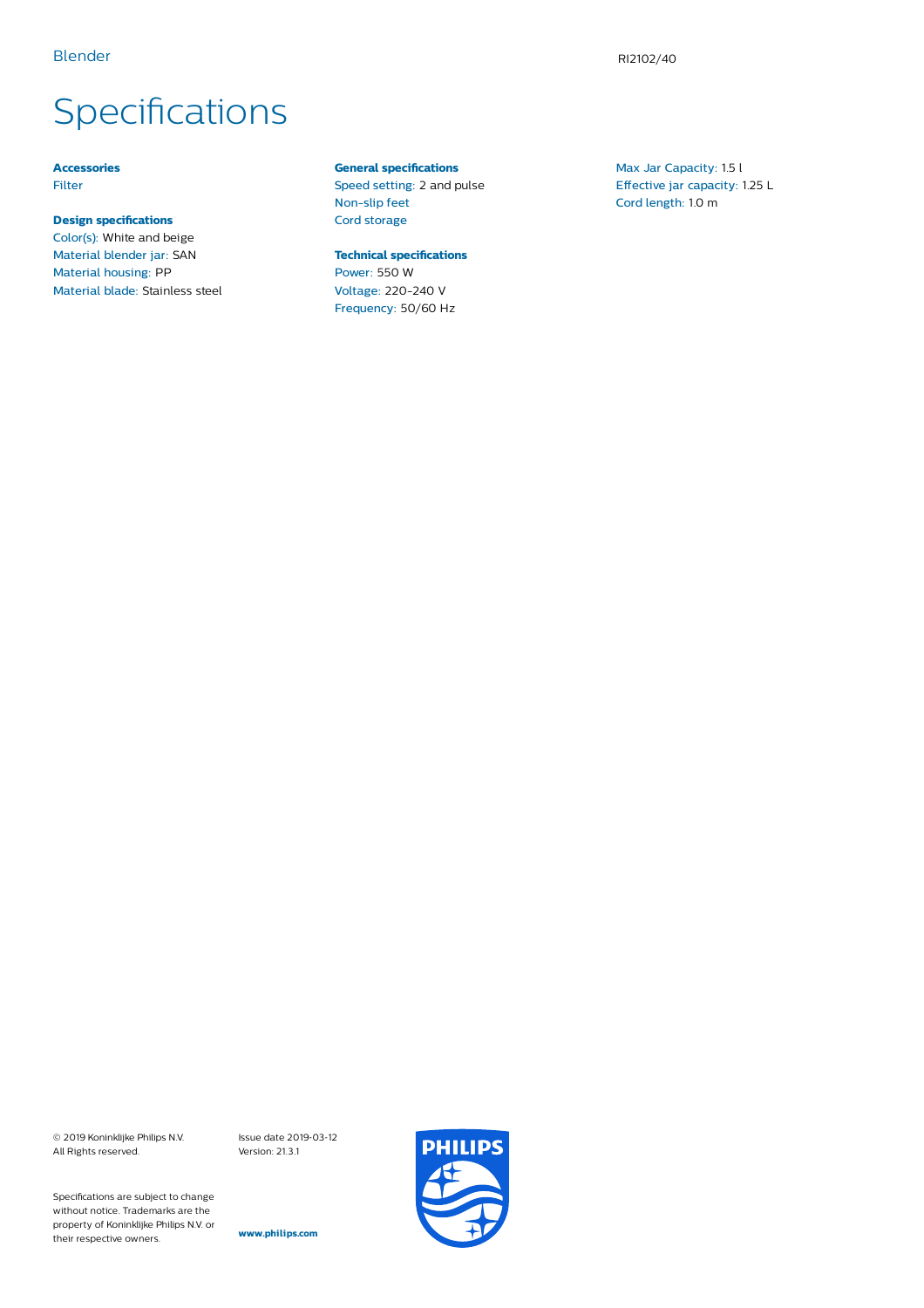# Specifications

### Accessories

Filter

### Design specifications

Color(s): White and beige
Material blender jar: SAN
Material housing: PP
Material blade: Stainless steel

### General specifications

Speed setting: 2 and pulse
Non-slip feet
Cord storage

### Technical specifications

Power: 550 W
Voltage: 220-240 V
Frequency: 50/60 Hz
Max Jar Capacity: 1.5 l
Effective jar capacity: 1.25 L
Cord length: 1.0 m

© 2019 Koninklijke Philips N.V.
All Rights reserved.

Specifications are subject to change without notice. Trademarks are the property of Koninklijke Philips N.V. or their respective owners.

Issue date 2019-03-12
Version: 21.3.1

**www.philips.com**